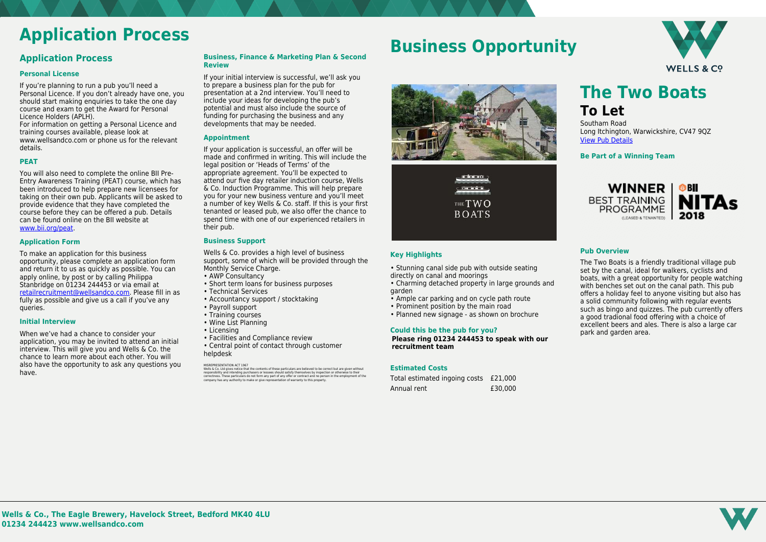# Application Process

## Application Process

### Personal License

If you're planning to run a pub you'll need a Personal Licence. If you don't already have one, you should start making enquiries to take the one day course and exam to get the Award for Personal Licence Holders (APLH).

For information on getting a Personal Licence and training courses available, please look at www.wellsandco.com or phone us for the relevant details.

### PEAT

You will also need to complete the online BII Pre-Entry Awareness Training (PEAT) course, which has been introduced to help prepare new licensees for taking on their own pub. Applicants will be asked to provide evidence that they have completed the course before they can be offered a pub. Details can be found online on the BII website at www.bii.org/peat.

### Application Form

To make an application for this business opportunity, please complete an application form and return it to us as quickly as possible. You can apply online, by post or by calling Philippa Stanbridge on 01234 244453 or via email at retailrecruitment@wellsandco.com. Please fill in as fully as possible and give us a call if you've any queries.

### Initial Interview

When we've had a chance to consider your application, you may be invited to attend an initial interview. This will give you and Wells & Co. the chance to learn more about each other. You will also have the opportunity to ask any questions you have.

### Business, Finance & Marketing Plan & Second Review

If your initial interview is successful, we'll ask you to prepare a business plan for the pub for presentation at a 2nd interview. You'll need to include your ideas for developing the pub's potential and must also include the source of funding for purchasing the business and any developments that may be needed.

### Appointment

If your application is successful, an offer will be made and confirmed in writing. This will include the legal position or 'Heads of Terms' of the appropriate agreement. You'll be expected to attend our five day retailer induction course, Wells & Co. Induction Programme. This will help prepare you for your new business venture and you'll meet a number of key Wells & Co. staff. If this is your first tenanted or leased pub, we also offer the chance to spend time with one of our experienced retailers in their pub.

### Business Support

Wells & Co. provides a high level of business support, some of which will be provided through the Monthly Service Charge.

- AWP Consultancy
- Short term loans for business purposes
- Technical Services
- Accountancy support / stocktaking
- Payroll support
- Training courses
- Wine List Planning
- Licensing
- Facilities and Compliance review
- Central point of contact through customer helpdesk

MISREPRESENTATION ACT 1967
Wells & Co. Ltd gives notice that the contents of these particulars are believed to be correct but are given without responsibility and intending purchasers or lessees should satisfy themselves by inspection or otherwise to their correctness. These particulars do not form any part of any offer or contract and no person in the employment of the company has any authority to make or give representation of warranty to this property.

# Business Opportunity

WELLS & Cº

THE TWO BOATS

### Key Highlights

- Stunning canal side pub with outside seating directly on canal and moorings
- Charming detached property in large grounds and garden
- Ample car parking and on cycle path route
- Prominent position by the main road
- Planned new signage - as shown on brochure

### Could this be the pub for you?

**Please ring 01234 244453 to speak with our recruitment team**

### Estimated Costs

| Total estimated ingoing costs | £21,000 |
| --- | --- |
| Annual rent | £30,000 |

# The Two Boats

## To Let

Southam Road
Long Itchington, Warwickshire, CV47 9QZ
View Pub Details

### Be Part of a Winning Team

WINNER BEST TRAINING PROGRAMME (LEASED & TENANTED) | BII NITAs 2018

### Pub Overview

The Two Boats is a friendly traditional village pub set by the canal, ideal for walkers, cyclists and boats, with a great opportunity for people watching with benches set out on the canal path. This pub offers a holiday feel to anyone visiting but also has a solid community following with regular events such as bingo and quizzes. The pub currently offers a good tradional food offering with a choice of excellent beers and ales. There is also a large car park and garden area.

**Wells & Co., The Eagle Brewery, Havelock Street, Bedford MK40 4LU**
**01234 244423 www.wellsandco.com**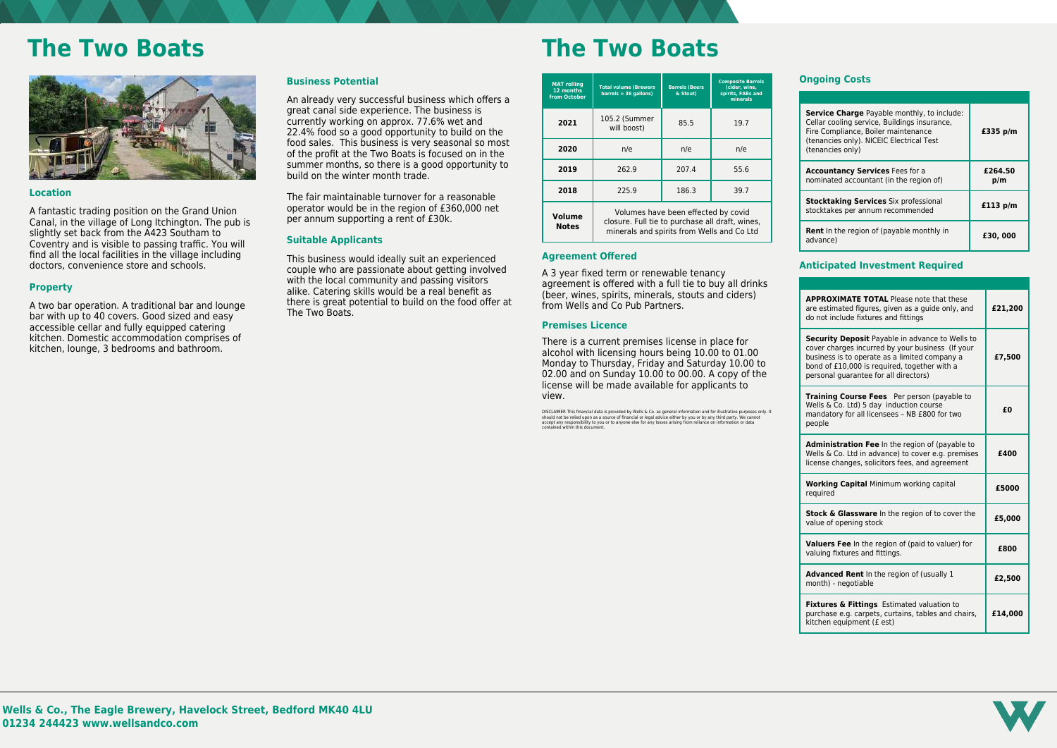# The Two Boats

## Location

A fantastic trading position on the Grand Union Canal, in the village of Long Itchington. The pub is slightly set back from the A423 Southam to Coventry and is visible to passing traffic. You will find all the local facilities in the village including doctors, convenience store and schools.

## Property

A two bar operation. A traditional bar and lounge bar with up to 40 covers. Good sized and easy accessible cellar and fully equipped catering kitchen. Domestic accommodation comprises of kitchen, lounge, 3 bedrooms and bathroom.

## Business Potential

An already very successful business which offers a great canal side experience. The business is currently working on approx. 77.6% wet and 22.4% food so a good opportunity to build on the food sales. This business is very seasonal so most of the profit at the Two Boats is focused on in the summer months, so there is a good opportunity to build on the winter month trade.

The fair maintainable turnover for a reasonable operator would be in the region of £360,000 net per annum supporting a rent of £30k.

## Suitable Applicants

This business would ideally suit an experienced couple who are passionate about getting involved with the local community and passing visitors alike. Catering skills would be a real benefit as there is great potential to build on the food offer at The Two Boats.

# The Two Boats

| MAT rolling 12 months from October | Total volume (Brewers barrels = 36 gallons) | Barrels (Beers & Stout) | Composite Barrels (cider, wine, spirits, FABs and minerals |
|---|---|---|---|
| 2021 | 105.2 (Summer will boost) | 85.5 | 19.7 |
| 2020 | n/e | n/e | n/e |
| 2019 | 262.9 | 207.4 | 55.6 |
| 2018 | 225.9 | 186.3 | 39.7 |
| Volume Notes | Volumes have been effected by covid closure. Full tie to purchase all draft, wines, minerals and spirits from Wells and Co Ltd | | |

## Agreement Offered

A 3 year fixed term or renewable tenancy agreement is offered with a full tie to buy all drinks (beer, wines, spirits, minerals, stouts and ciders) from Wells and Co Pub Partners.

## Premises Licence

There is a current premises license in place for alcohol with licensing hours being 10.00 to 01.00 Monday to Thursday, Friday and Saturday 10.00 to 02.00 and on Sunday 10.00 to 00.00. A copy of the license will be made available for applicants to view.

DISCLAIMER This financial data is provided by Wells & Co. as general information and for illustrative purposes only. It should not be relied upon as a source of financial or legal advice either by you or by any third party. We cannot accept any responsibility to you or to anyone else for any losses arising from reliance on information or data contained within this document.

## Ongoing Costs

| | |
|---|---|
| **Service Charge** Payable monthly, to include: Cellar cooling service, Buildings insurance, Fire Compliance, Boiler maintenance (tenancies only). NICEIC Electrical Test (tenancies only) | £335 p/m |
| **Accountancy Services** Fees for a nominated accountant (in the region of) | £264.50 p/m |
| **Stocktaking Services** Six professional stocktakes per annum recommended | £113 p/m |
| **Rent** In the region of (payable monthly in advance) | £30, 000 |

## Anticipated Investment Required

| | |
|---|---|
| **APPROXIMATE TOTAL** Please note that these are estimated figures, given as a guide only, and do not include fixtures and fittings | £21,200 |
| **Security Deposit** Payable in advance to Wells to cover charges incurred by your business (If your business is to operate as a limited company a bond of £10,000 is required, together with a personal guarantee for all directors) | £7,500 |
| **Training Course Fees** Per person (payable to Wells & Co. Ltd) 5 day induction course mandatory for all licensees – NB £800 for two people | £0 |
| **Administration Fee** In the region of (payable to Wells & Co. Ltd in advance) to cover e.g. premises license changes, solicitors fees, and agreement | £400 |
| **Working Capital** Minimum working capital required | £5000 |
| **Stock & Glassware** In the region of to cover the value of opening stock | £5,000 |
| **Valuers Fee** In the region of (paid to valuer) for valuing fixtures and fittings. | £800 |
| **Advanced Rent** In the region of (usually 1 month) - negotiable | £2,500 |
| **Fixtures & Fittings** Estimated valuation to purchase e.g. carpets, curtains, tables and chairs, kitchen equipment (£ est) | £14,000 |

**Wells & Co., The Eagle Brewery, Havelock Street, Bedford MK40 4LU**
**01234 244423 www.wellsandco.com**